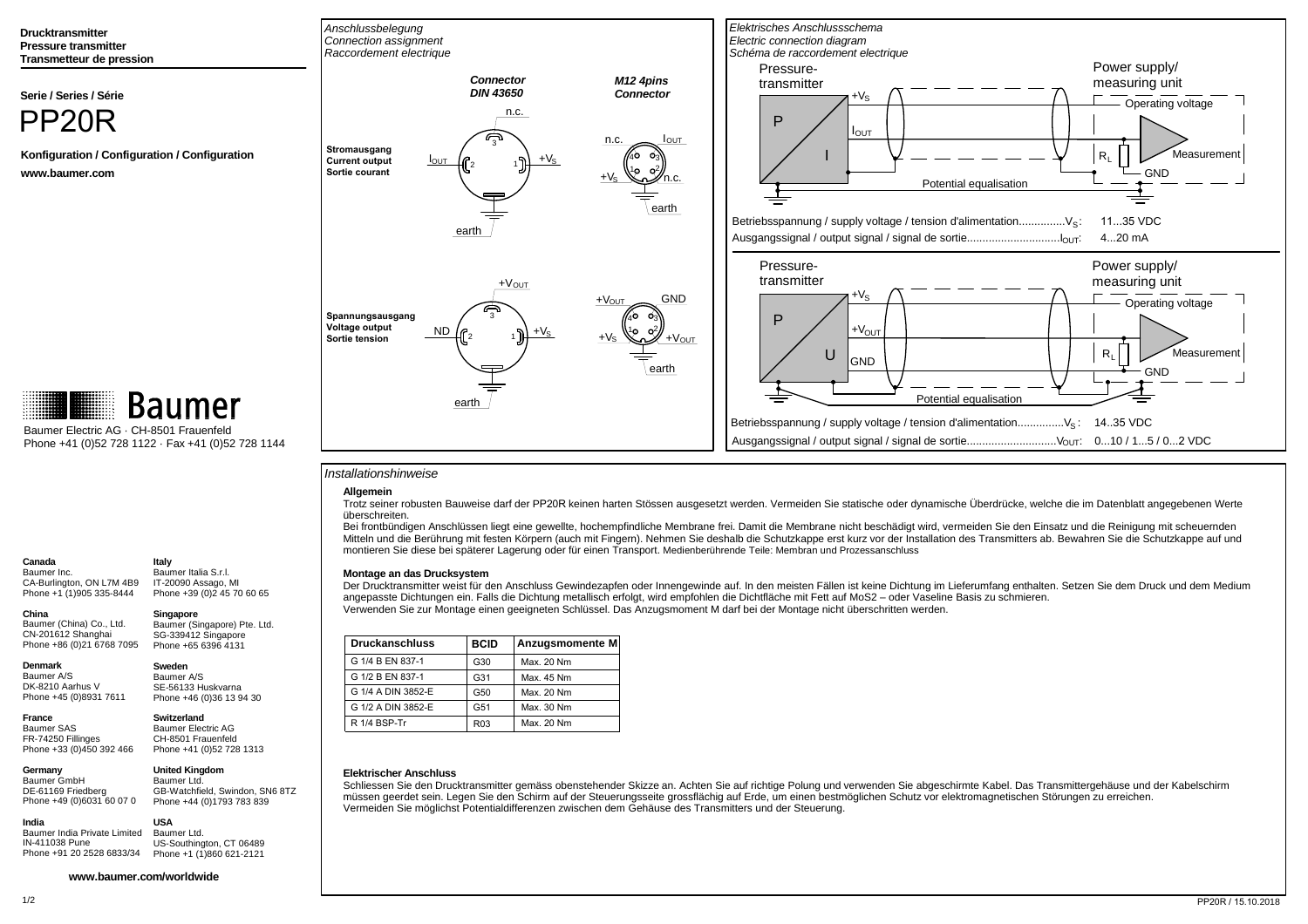**Drucktransmitter**
**Pressure transmitter**
**Transmetteur de pression**

**Serie / Series / Série**

# PP20R

**Konfiguration / Configuration / Configuration**

**www.baumer.com**

Baumer

Baumer Electric AG · CH-8501 Frauenfeld
Phone +41 (0)52 728 1122 · Fax +41 (0)52 728 1144

*Anschlussbelegung*
*Connection assignment*
*Raccordement electrique*

| | *Connector DIN 43650* | *M12 4pins Connector* |
|---|---|---|
| **Stromausgang / Current output / Sortie courant** | 1: $+V_S$, 2: $I_{OUT}$, 3: n.c., earth | 1: $+V_S$, 2: n.c., 3: $I_{OUT}$, 4: n.c., earth |
| **Spannungsausgang / Voltage output / Sortie tension** | 1: $+V_S$, 2: ND, 3: $+V_{OUT}$, earth | 1: $+V_S$, 2: $+V_{OUT}$, 3: GND, 4: $+V_{OUT}$, earth |

*Elektrisches Anschlussschema*
*Electric connection diagram*
*Schéma de raccordement electrique*

Pressure-transmitter (P / I): $+V_S$, $I_{OUT}$ — Power supply/measuring unit: Operating voltage, $R_L$, Measurement, GND — Potential equalisation

Betriebsspannung / supply voltage / tension d'alimentation...............$V_S$: 11...35 VDC
Ausgangssignal / output signal / signal de sortie.............................$I_{OUT}$: 4...20 mA

Pressure-transmitter (P / U): $+V_S$, $+V_{OUT}$, GND — Power supply/measuring unit: Operating voltage, $R_L$, Measurement, GND — Potential equalisation

Betriebsspannung / supply voltage / tension d'alimentation...............$V_S$: 14..35 VDC
Ausgangssignal / output signal / signal de sortie.............................$V_{OUT}$: 0...10 / 1...5 / 0...2 VDC

*Installationshinweise*

**Allgemein**

Trotz seiner robusten Bauweise darf der PP20R keinen harten Stössen ausgesetzt werden. Vermeiden Sie statische oder dynamische Überdrücke, welche die im Datenblatt angegebenen Werte überschreiten.
Bei frontbündigen Anschlüssen liegt eine gewellte, hochempfindliche Membrane frei. Damit die Membrane nicht beschädigt wird, vermeiden Sie den Einsatz und die Reinigung mit scheuernden Mitteln und die Berührung mit festen Körpern (auch mit Fingern). Nehmen Sie deshalb die Schutzkappe erst kurz vor der Installation des Transmitters ab. Bewahren Sie die Schutzkappe auf und montieren Sie diese bei späterer Lagerung oder für einen Transport. Medienberührende Teile: Membran und Prozessanschluss

**Montage an das Drucksystem**

Der Drucktransmitter weist für den Anschluss Gewindezapfen oder Innengewinde auf. In den meisten Fällen ist keine Dichtung im Lieferumfang enthalten. Setzen Sie dem Druck und dem Medium angepasste Dichtungen ein. Falls die Dichtung metallisch erfolgt, wird empfohlen die Dichtfläche mit Fett auf MoS2 – oder Vaseline Basis zu schmieren.
Verwenden Sie zur Montage einen geeigneten Schlüssel. Das Anzugsmoment M darf bei der Montage nicht überschritten werden.

| Druckanschluss | BCID | Anzugsmomente M |
|---|---|---|
| G 1/4 B EN 837-1 | G30 | Max. 20 Nm |
| G 1/2 B EN 837-1 | G31 | Max. 45 Nm |
| G 1/4 A DIN 3852-E | G50 | Max. 20 Nm |
| G 1/2 A DIN 3852-E | G51 | Max. 30 Nm |
| R 1/4 BSP-Tr | R03 | Max. 20 Nm |

**Elektrischer Anschluss**

Schliessen Sie den Drucktransmitter gemäss obenstehender Skizze an. Achten Sie auf richtige Polung und verwenden Sie abgeschirmte Kabel. Das Transmittergehäuse und der Kabelschirm müssen geerdet sein. Legen Sie den Schirm auf der Steuerungsseite grossflächig auf Erde, um einen bestmöglichen Schutz vor elektromagnetischen Störungen zu erreichen.
Vermeiden Sie möglichst Potentialdifferenzen zwischen dem Gehäuse des Transmitters und der Steuerung.

**Canada**
Baumer Inc.
CA-Burlington, ON L7M 4B9
Phone +1 (1)905 335-8444

**Italy**
Baumer Italia S.r.l.
IT-20090 Assago, MI
Phone +39 (0)2 45 70 60 65

**China**
Baumer (China) Co., Ltd.
CN-201612 Shanghai
Phone +86 (0)21 6768 7095

**Singapore**
Baumer (Singapore) Pte. Ltd.
SG-339412 Singapore
Phone +65 6396 4131

**Denmark**
Baumer A/S
DK-8210 Aarhus V
Phone +45 (0)8931 7611

**Sweden**
Baumer A/S
SE-56133 Huskvarna
Phone +46 (0)36 13 94 30

**France**
Baumer SAS
FR-74250 Fillinges
Phone +33 (0)450 392 466

**Switzerland**
Baumer Electric AG
CH-8501 Frauenfeld
Phone +41 (0)52 728 1313

**Germany**
Baumer GmbH
DE-61169 Friedberg
Phone +49 (0)6031 60 07 0

**United Kingdom**
Baumer Ltd.
GB-Watchfield, Swindon, SN6 8TZ
Phone +44 (0)1793 783 839

**India**
Baumer India Private Limited
IN-411038 Pune
Phone +91 20 2528 6833/34

**USA**
Baumer Ltd.
US-Southington, CT 06489
Phone +1 (1)860 621-2121

**www.baumer.com/worldwide**

PP20R / 15.10.2018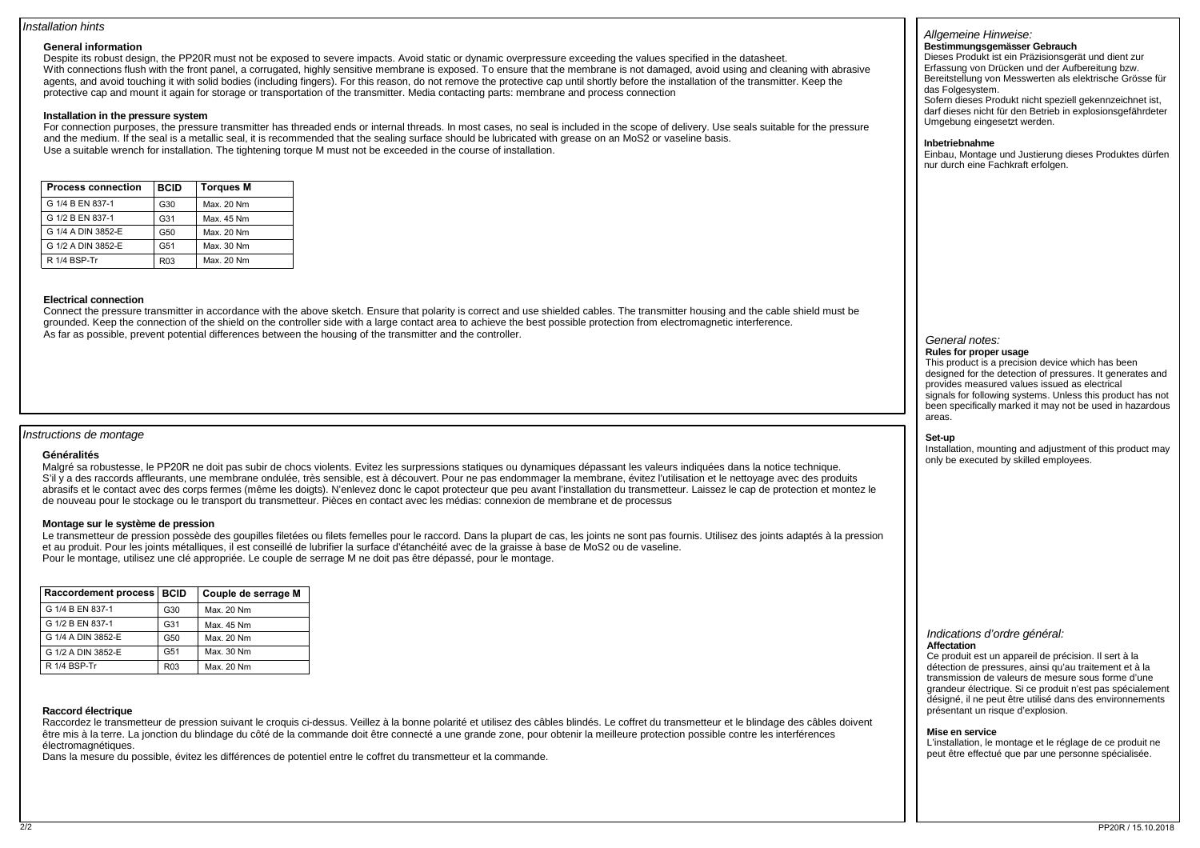## *Installation hints*

### General information

Despite its robust design, the PP20R must not be exposed to severe impacts. Avoid static or dynamic overpressure exceeding the values specified in the datasheet.
With connections flush with the front panel, a corrugated, highly sensitive membrane is exposed. To ensure that the membrane is not damaged, avoid using and cleaning with abrasive agents, and avoid touching it with solid bodies (including fingers). For this reason, do not remove the protective cap until shortly before the installation of the transmitter. Keep the protective cap and mount it again for storage or transportation of the transmitter. Media contacting parts: membrane and process connection

### Installation in the pressure system

For connection purposes, the pressure transmitter has threaded ends or internal threads. In most cases, no seal is included in the scope of delivery. Use seals suitable for the pressure and the medium. If the seal is a metallic seal, it is recommended that the sealing surface should be lubricated with grease on an MoS2 or vaseline basis.
Use a suitable wrench for installation. The tightening torque M must not be exceeded in the course of installation.

| Process connection | BCID | Torques M |
|---|---|---|
| G 1/4 B EN 837-1 | G30 | Max. 20 Nm |
| G 1/2 B EN 837-1 | G31 | Max. 45 Nm |
| G 1/4 A DIN 3852-E | G50 | Max. 20 Nm |
| G 1/2 A DIN 3852-E | G51 | Max. 30 Nm |
| R 1/4 BSP-Tr | R03 | Max. 20 Nm |

### Electrical connection

Connect the pressure transmitter in accordance with the above sketch. Ensure that polarity is correct and use shielded cables. The transmitter housing and the cable shield must be grounded. Keep the connection of the shield on the controller side with a large contact area to achieve the best possible protection from electromagnetic interference.
As far as possible, prevent potential differences between the housing of the transmitter and the controller.

## *Instructions de montage*

### Généralités

Malgré sa robustesse, le PP20R ne doit pas subir de chocs violents. Evitez les surpressions statiques ou dynamiques dépassant les valeurs indiquées dans la notice technique.
S'il y a des raccords affleurants, une membrane ondulée, très sensible, est à découvert. Pour ne pas endommager la membrane, évitez l'utilisation et le nettoyage avec des produits abrasifs et le contact avec des corps fermes (même les doigts). N'enlevez donc le capot protecteur que peu avant l'installation du transmetteur. Laissez le cap de protection et montez le de nouveau pour le stockage ou le transport du transmetteur. Pièces en contact avec les médias: connexion de membrane et de processus

### Montage sur le système de pression

Le transmetteur de pression possède des goupilles filetées ou filets femelles pour le raccord. Dans la plupart de cas, les joints ne sont pas fournis. Utilisez des joints adaptés à la pression et au produit. Pour les joints métalliques, il est conseillé de lubrifier la surface d'étanchéité avec de la graisse à base de MoS2 ou de vaseline.
Pour le montage, utilisez une clé appropriée. Le couple de serrage M ne doit pas être dépassé, pour le montage.

| Raccordement process | BCID | Couple de serrage M |
|---|---|---|
| G 1/4 B EN 837-1 | G30 | Max. 20 Nm |
| G 1/2 B EN 837-1 | G31 | Max. 45 Nm |
| G 1/4 A DIN 3852-E | G50 | Max. 20 Nm |
| G 1/2 A DIN 3852-E | G51 | Max. 30 Nm |
| R 1/4 BSP-Tr | R03 | Max. 20 Nm |

### Raccord électrique

Raccordez le transmetteur de pression suivant le croquis ci-dessus. Veillez à la bonne polarité et utilisez des câbles blindés. Le coffret du transmetteur et le blindage des câbles doivent être mis à la terre. La jonction du blindage du côté de la commande doit être connecté a une grande zone, pour obtenir la meilleure protection possible contre les interférences électromagnétiques.
Dans la mesure du possible, évitez les différences de potentiel entre le coffret du transmetteur et la commande.

## *Allgemeine Hinweise:*

**Bestimmungsgemässer Gebrauch**

Dieses Produkt ist ein Präzisionsgerät und dient zur Erfassung von Drücken und der Aufbereitung bzw. Bereitstellung von Messwerten als elektrische Grösse für das Folgesystem.
Sofern dieses Produkt nicht speziell gekennzeichnet ist, darf dieses nicht für den Betrieb in explosionsgefährdeter Umgebung eingesetzt werden.

**Inbetriebnahme**

Einbau, Montage und Justierung dieses Produktes dürfen nur durch eine Fachkraft erfolgen.

## *General notes:*

**Rules for proper usage**

This product is a precision device which has been designed for the detection of pressures. It generates and provides measured values issued as electrical signals for following systems. Unless this product has not been specifically marked it may not be used in hazardous areas.

**Set-up**

Installation, mounting and adjustment of this product may only be executed by skilled employees.

## *Indications d'ordre général:*

**Affectation**

Ce produit est un appareil de précision. Il sert à la détection de pressures, ainsi qu'au traitement et à la transmission de valeurs de mesure sous forme d'une grandeur électrique. Si ce produit n'est pas spécialement désigné, il ne peut être utilisé dans des environnements présentant un risque d'explosion.

**Mise en service**

L'installation, le montage et le réglage de ce produit ne peut être effectué que par une personne spécialisée.